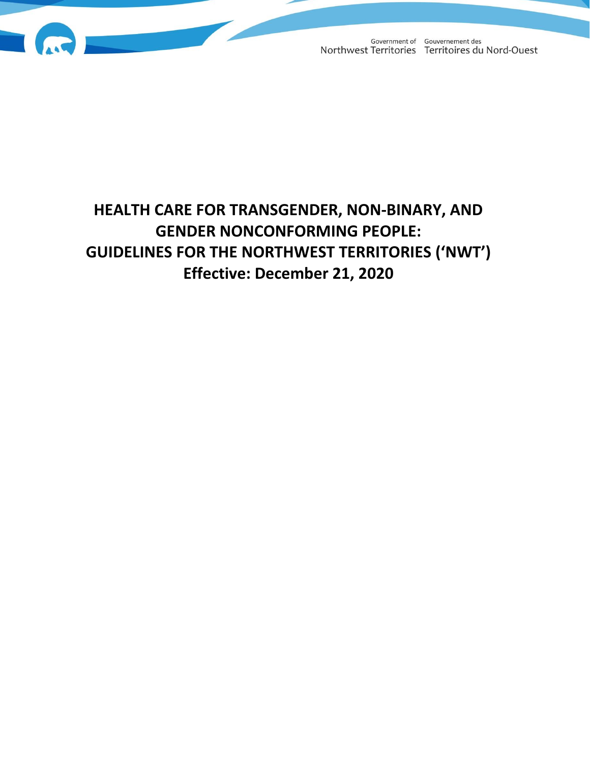Government of Northwest Territories Gouvernement des Territoires du Nord-Ouest

# HEALTH CARE FOR TRANSGENDER, NON-BINARY, AND GENDER NONCONFORMING PEOPLE: GUIDELINES FOR THE NORTHWEST TERRITORIES ('NWT')

**Effective: December 21, 2020**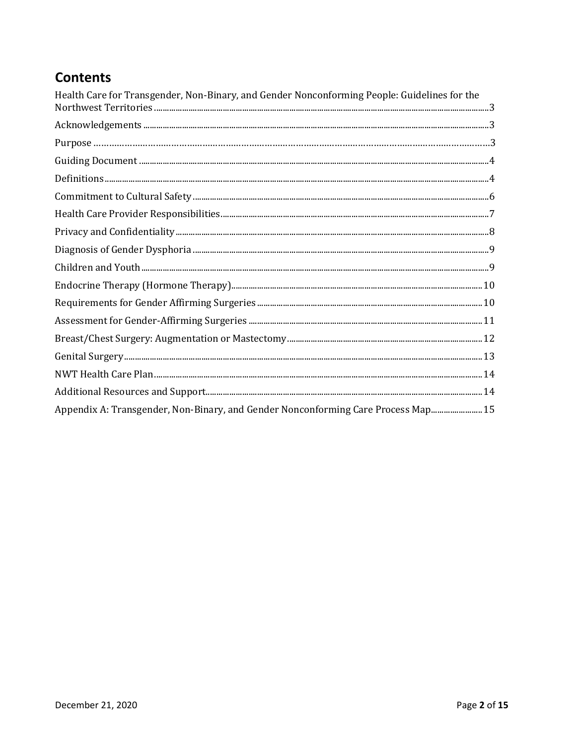## Contents

Health Care for Transgender, Non-Binary, and Gender Nonconforming People: Guidelines for the Northwest Territories ... 3
Acknowledgements ... 3
Purpose ... 3
Guiding Document ... 4
Definitions ... 4
Commitment to Cultural Safety ... 6
Health Care Provider Responsibilities ... 7
Privacy and Confidentiality ... 8
Diagnosis of Gender Dysphoria ... 9
Children and Youth ... 9
Endocrine Therapy (Hormone Therapy) ... 10
Requirements for Gender Affirming Surgeries ... 10
Assessment for Gender-Affirming Surgeries ... 11
Breast/Chest Surgery: Augmentation or Mastectomy ... 12
Genital Surgery ... 13
NWT Health Care Plan ... 14
Additional Resources and Support ... 14
Appendix A: Transgender, Non-Binary, and Gender Nonconforming Care Process Map ... 15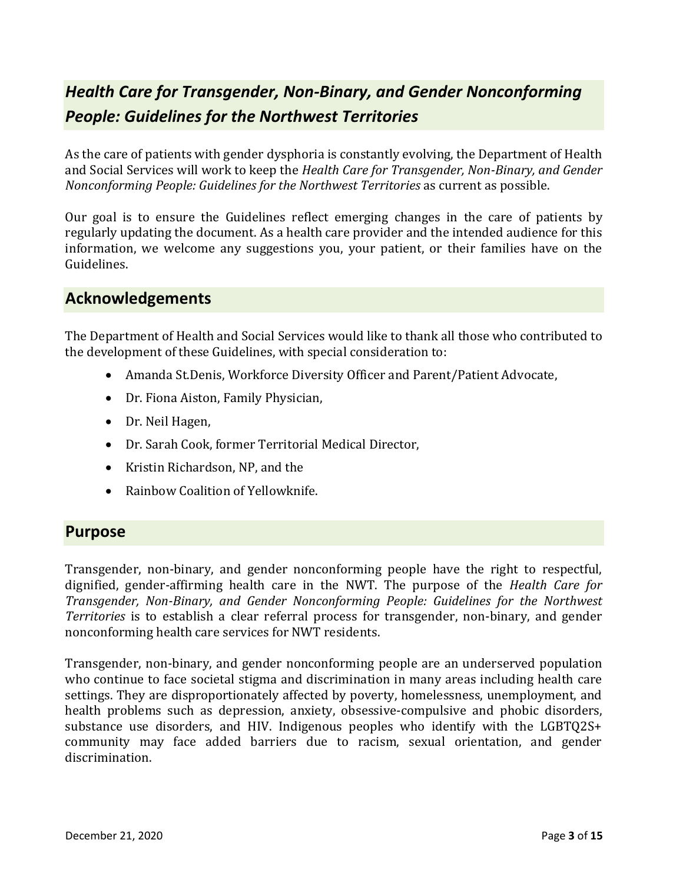## *Health Care for Transgender, Non-Binary, and Gender Nonconforming People: Guidelines for the Northwest Territories*

As the care of patients with gender dysphoria is constantly evolving, the Department of Health and Social Services will work to keep the *Health Care for Transgender, Non-Binary, and Gender Nonconforming People: Guidelines for the Northwest Territories* as current as possible.

Our goal is to ensure the Guidelines reflect emerging changes in the care of patients by regularly updating the document. As a health care provider and the intended audience for this information, we welcome any suggestions you, your patient, or their families have on the Guidelines.

## Acknowledgements

The Department of Health and Social Services would like to thank all those who contributed to the development of these Guidelines, with special consideration to:

- Amanda St.Denis, Workforce Diversity Officer and Parent/Patient Advocate,
- Dr. Fiona Aiston, Family Physician,
- Dr. Neil Hagen,
- Dr. Sarah Cook, former Territorial Medical Director,
- Kristin Richardson, NP, and the
- Rainbow Coalition of Yellowknife.

## Purpose

Transgender, non-binary, and gender nonconforming people have the right to respectful, dignified, gender-affirming health care in the NWT. The purpose of the *Health Care for Transgender, Non-Binary, and Gender Nonconforming People: Guidelines for the Northwest Territories* is to establish a clear referral process for transgender, non-binary, and gender nonconforming health care services for NWT residents.

Transgender, non-binary, and gender nonconforming people are an underserved population who continue to face societal stigma and discrimination in many areas including health care settings. They are disproportionately affected by poverty, homelessness, unemployment, and health problems such as depression, anxiety, obsessive-compulsive and phobic disorders, substance use disorders, and HIV. Indigenous peoples who identify with the LGBTQ2S+ community may face added barriers due to racism, sexual orientation, and gender discrimination.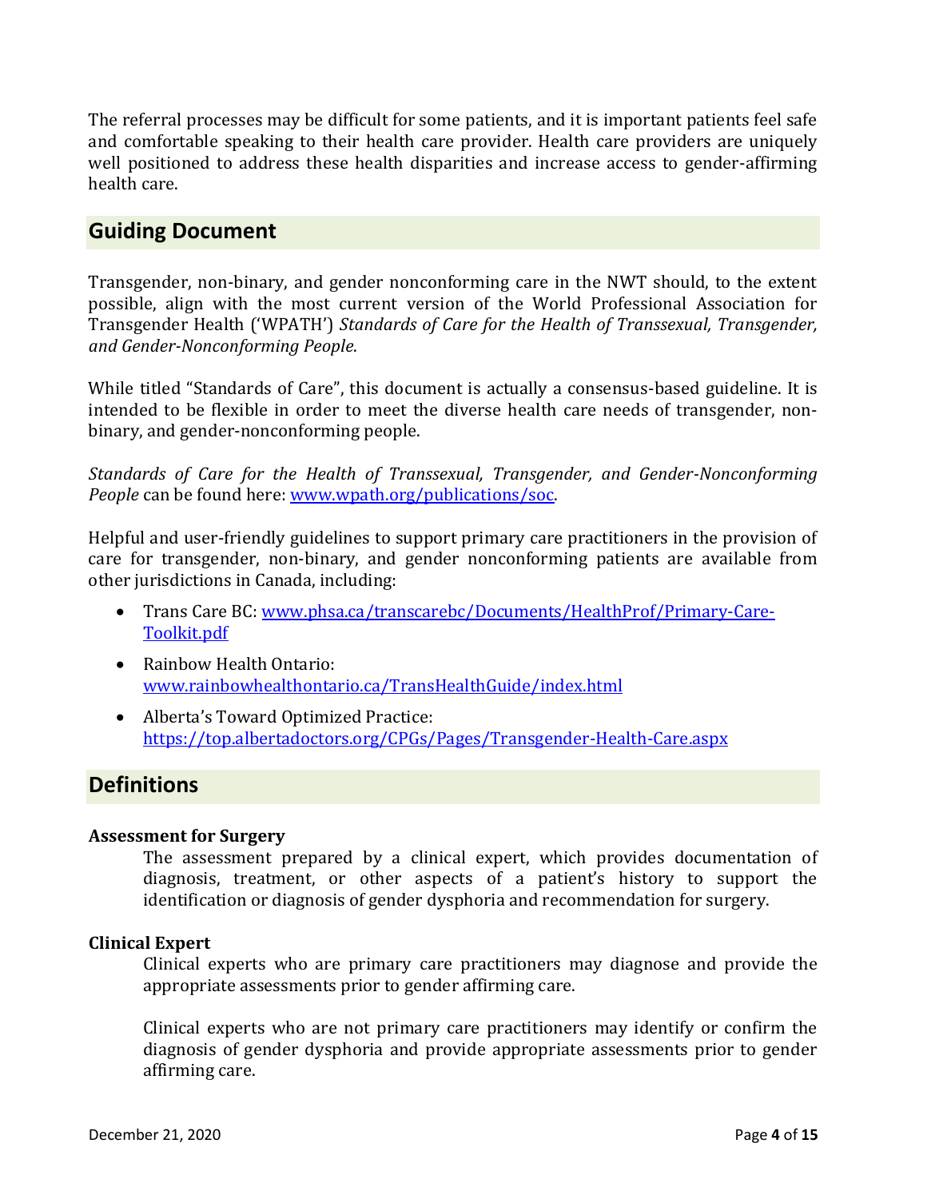The referral processes may be difficult for some patients, and it is important patients feel safe and comfortable speaking to their health care provider. Health care providers are uniquely well positioned to address these health disparities and increase access to gender-affirming health care.

## Guiding Document

Transgender, non-binary, and gender nonconforming care in the NWT should, to the extent possible, align with the most current version of the World Professional Association for Transgender Health ('WPATH') *Standards of Care for the Health of Transsexual, Transgender, and Gender-Nonconforming People*.

While titled "Standards of Care", this document is actually a consensus-based guideline. It is intended to be flexible in order to meet the diverse health care needs of transgender, non-binary, and gender-nonconforming people.

*Standards of Care for the Health of Transsexual, Transgender, and Gender-Nonconforming People* can be found here: [www.wpath.org/publications/soc](www.wpath.org/publications/soc).

Helpful and user-friendly guidelines to support primary care practitioners in the provision of care for transgender, non-binary, and gender nonconforming patients are available from other jurisdictions in Canada, including:

- Trans Care BC: [www.phsa.ca/transcarebc/Documents/HealthProf/Primary-Care-Toolkit.pdf](www.phsa.ca/transcarebc/Documents/HealthProf/Primary-Care-Toolkit.pdf)
- Rainbow Health Ontario: [www.rainbowhealthontario.ca/TransHealthGuide/index.html](www.rainbowhealthontario.ca/TransHealthGuide/index.html)
- Alberta's Toward Optimized Practice: [https://top.albertadoctors.org/CPGs/Pages/Transgender-Health-Care.aspx](https://top.albertadoctors.org/CPGs/Pages/Transgender-Health-Care.aspx)

## Definitions

**Assessment for Surgery**

The assessment prepared by a clinical expert, which provides documentation of diagnosis, treatment, or other aspects of a patient's history to support the identification or diagnosis of gender dysphoria and recommendation for surgery.

**Clinical Expert**

Clinical experts who are primary care practitioners may diagnose and provide the appropriate assessments prior to gender affirming care.

Clinical experts who are not primary care practitioners may identify or confirm the diagnosis of gender dysphoria and provide appropriate assessments prior to gender affirming care.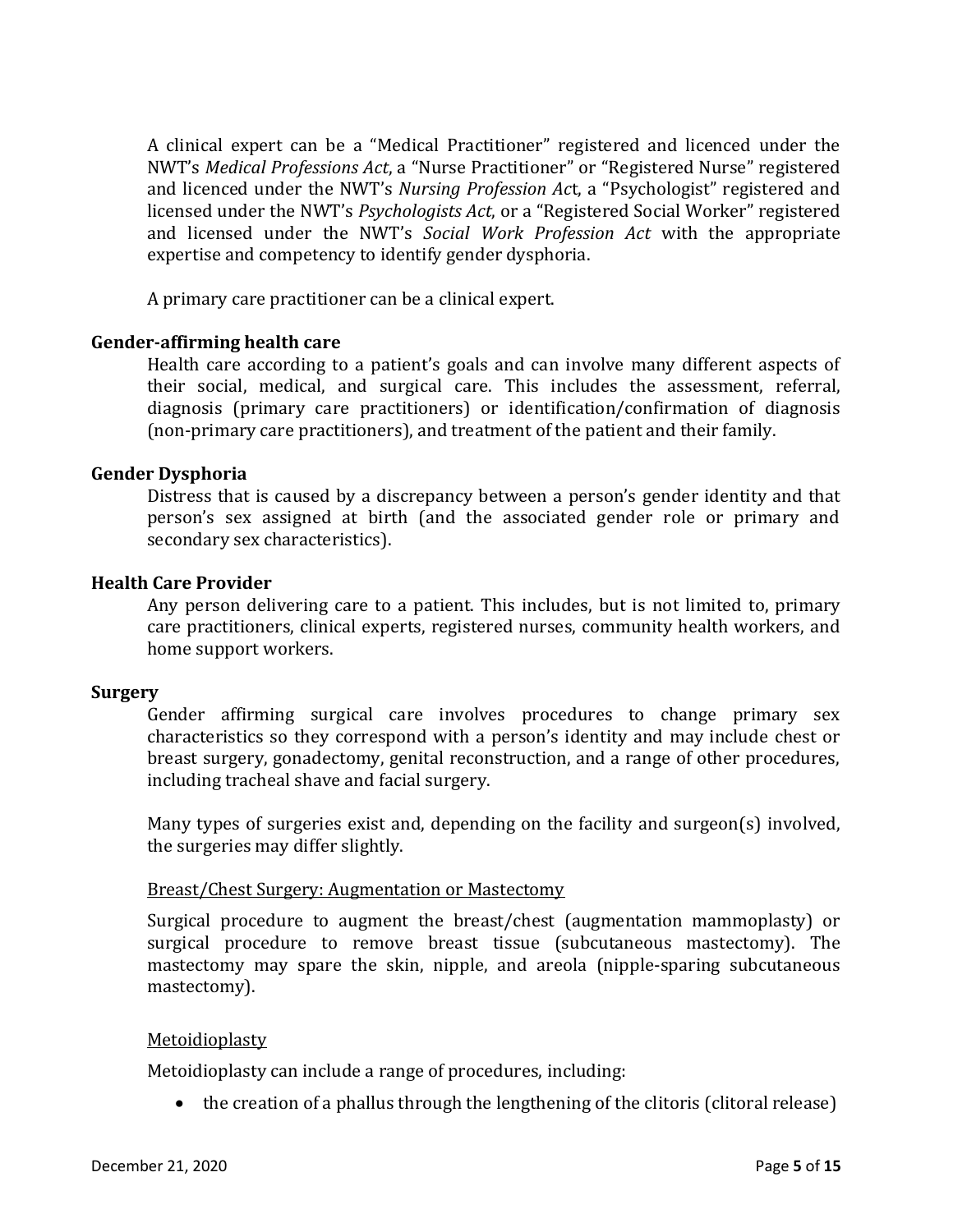A clinical expert can be a “Medical Practitioner” registered and licenced under the NWT’s *Medical Professions Act*, a “Nurse Practitioner” or “Registered Nurse” registered and licenced under the NWT’s *Nursing Profession Ac*t, a “Psychologist” registered and licensed under the NWT’s *Psychologists Act*, or a “Registered Social Worker” registered and licensed under the NWT’s *Social Work Profession Act* with the appropriate expertise and competency to identify gender dysphoria.

A primary care practitioner can be a clinical expert.

**Gender-affirming health care**

Health care according to a patient’s goals and can involve many different aspects of their social, medical, and surgical care. This includes the assessment, referral, diagnosis (primary care practitioners) or identification/confirmation of diagnosis (non-primary care practitioners), and treatment of the patient and their family.

**Gender Dysphoria**

Distress that is caused by a discrepancy between a person’s gender identity and that person’s sex assigned at birth (and the associated gender role or primary and secondary sex characteristics).

**Health Care Provider**

Any person delivering care to a patient. This includes, but is not limited to, primary care practitioners, clinical experts, registered nurses, community health workers, and home support workers.

**Surgery**

Gender affirming surgical care involves procedures to change primary sex characteristics so they correspond with a person’s identity and may include chest or breast surgery, gonadectomy, genital reconstruction, and a range of other procedures, including tracheal shave and facial surgery.

Many types of surgeries exist and, depending on the facility and surgeon(s) involved, the surgeries may differ slightly.

<u>Breast/Chest Surgery: Augmentation or Mastectomy</u>

Surgical procedure to augment the breast/chest (augmentation mammoplasty) or surgical procedure to remove breast tissue (subcutaneous mastectomy). The mastectomy may spare the skin, nipple, and areola (nipple-sparing subcutaneous mastectomy).

<u>Metoidioplasty</u>

Metoidioplasty can include a range of procedures, including:

- the creation of a phallus through the lengthening of the clitoris (clitoral release)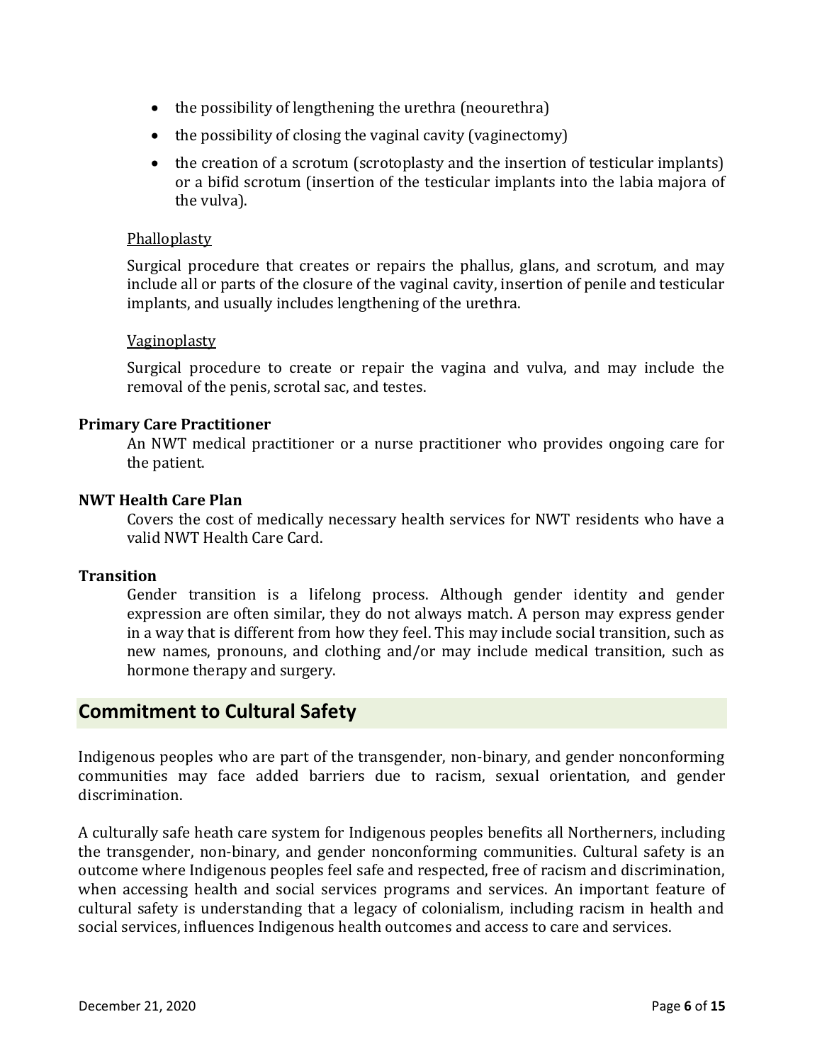- the possibility of lengthening the urethra (neourethra)
- the possibility of closing the vaginal cavity (vaginectomy)
- the creation of a scrotum (scrotoplasty and the insertion of testicular implants) or a bifid scrotum (insertion of the testicular implants into the labia majora of the vulva).

<u>Phalloplasty</u>

Surgical procedure that creates or repairs the phallus, glans, and scrotum, and may include all or parts of the closure of the vaginal cavity, insertion of penile and testicular implants, and usually includes lengthening of the urethra.

<u>Vaginoplasty</u>

Surgical procedure to create or repair the vagina and vulva, and may include the removal of the penis, scrotal sac, and testes.

**Primary Care Practitioner**

An NWT medical practitioner or a nurse practitioner who provides ongoing care for the patient.

**NWT Health Care Plan**

Covers the cost of medically necessary health services for NWT residents who have a valid NWT Health Care Card.

**Transition**

Gender transition is a lifelong process. Although gender identity and gender expression are often similar, they do not always match. A person may express gender in a way that is different from how they feel. This may include social transition, such as new names, pronouns, and clothing and/or may include medical transition, such as hormone therapy and surgery.

## Commitment to Cultural Safety

Indigenous peoples who are part of the transgender, non-binary, and gender nonconforming communities may face added barriers due to racism, sexual orientation, and gender discrimination.

A culturally safe heath care system for Indigenous peoples benefits all Northerners, including the transgender, non-binary, and gender nonconforming communities. Cultural safety is an outcome where Indigenous peoples feel safe and respected, free of racism and discrimination, when accessing health and social services programs and services. An important feature of cultural safety is understanding that a legacy of colonialism, including racism in health and social services, influences Indigenous health outcomes and access to care and services.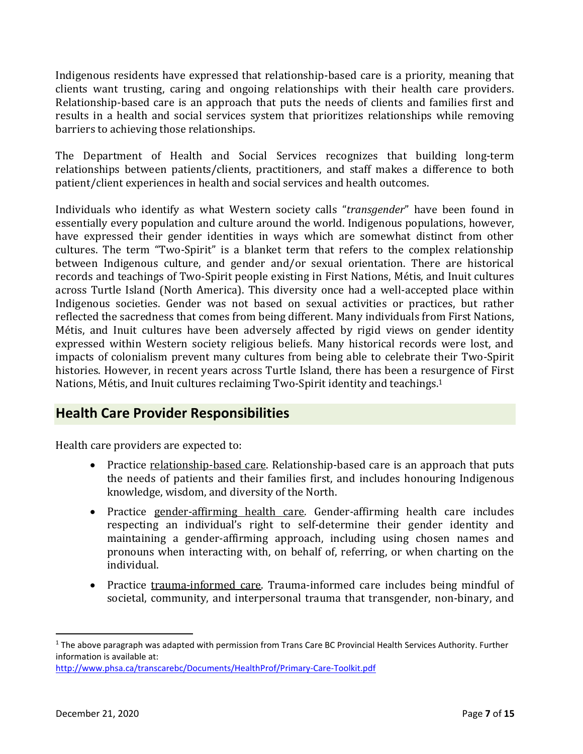Indigenous residents have expressed that relationship-based care is a priority, meaning that clients want trusting, caring and ongoing relationships with their health care providers. Relationship-based care is an approach that puts the needs of clients and families first and results in a health and social services system that prioritizes relationships while removing barriers to achieving those relationships.

The Department of Health and Social Services recognizes that building long-term relationships between patients/clients, practitioners, and staff makes a difference to both patient/client experiences in health and social services and health outcomes.

Individuals who identify as what Western society calls "*transgender*" have been found in essentially every population and culture around the world. Indigenous populations, however, have expressed their gender identities in ways which are somewhat distinct from other cultures. The term "Two-Spirit" is a blanket term that refers to the complex relationship between Indigenous culture, and gender and/or sexual orientation. There are historical records and teachings of Two-Spirit people existing in First Nations, Métis, and Inuit cultures across Turtle Island (North America). This diversity once had a well-accepted place within Indigenous societies. Gender was not based on sexual activities or practices, but rather reflected the sacredness that comes from being different. Many individuals from First Nations, Métis, and Inuit cultures have been adversely affected by rigid views on gender identity expressed within Western society religious beliefs. Many historical records were lost, and impacts of colonialism prevent many cultures from being able to celebrate their Two-Spirit histories. However, in recent years across Turtle Island, there has been a resurgence of First Nations, Métis, and Inuit cultures reclaiming Two-Spirit identity and teachings.[1]

## Health Care Provider Responsibilities

Health care providers are expected to:

- Practice relationship-based care. Relationship-based care is an approach that puts the needs of patients and their families first, and includes honouring Indigenous knowledge, wisdom, and diversity of the North.
- Practice gender-affirming health care. Gender-affirming health care includes respecting an individual's right to self-determine their gender identity and maintaining a gender-affirming approach, including using chosen names and pronouns when interacting with, on behalf of, referring, or when charting on the individual.
- Practice trauma-informed care. Trauma-informed care includes being mindful of societal, community, and interpersonal trauma that transgender, non-binary, and

[1] The above paragraph was adapted with permission from Trans Care BC Provincial Health Services Authority. Further information is available at: http://www.phsa.ca/transcarebc/Documents/HealthProf/Primary-Care-Toolkit.pdf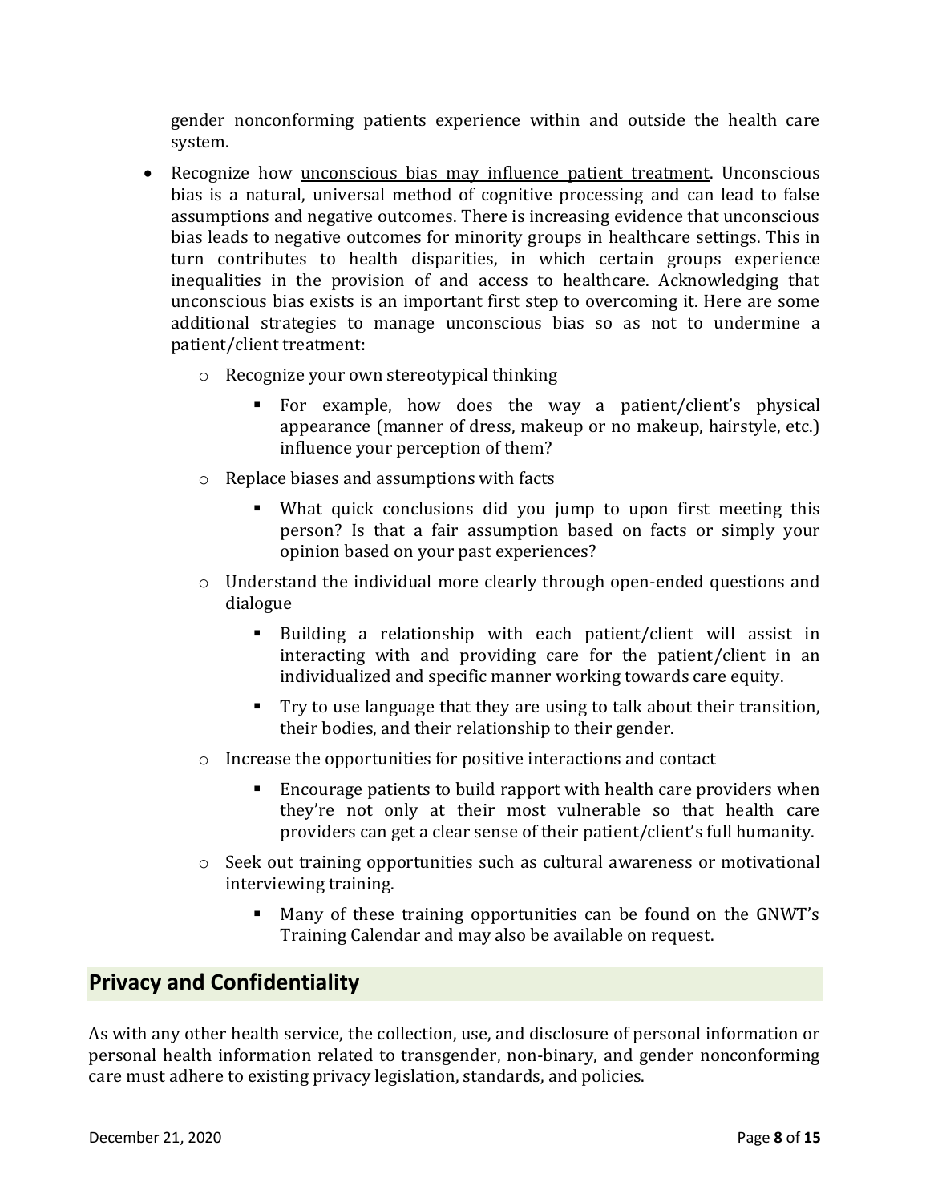gender nonconforming patients experience within and outside the health care system.

- Recognize how unconscious bias may influence patient treatment. Unconscious bias is a natural, universal method of cognitive processing and can lead to false assumptions and negative outcomes. There is increasing evidence that unconscious bias leads to negative outcomes for minority groups in healthcare settings. This in turn contributes to health disparities, in which certain groups experience inequalities in the provision of and access to healthcare. Acknowledging that unconscious bias exists is an important first step to overcoming it. Here are some additional strategies to manage unconscious bias so as not to undermine a patient/client treatment:
  - Recognize your own stereotypical thinking
    - For example, how does the way a patient/client's physical appearance (manner of dress, makeup or no makeup, hairstyle, etc.) influence your perception of them?
  - Replace biases and assumptions with facts
    - What quick conclusions did you jump to upon first meeting this person? Is that a fair assumption based on facts or simply your opinion based on your past experiences?
  - Understand the individual more clearly through open-ended questions and dialogue
    - Building a relationship with each patient/client will assist in interacting with and providing care for the patient/client in an individualized and specific manner working towards care equity.
    - Try to use language that they are using to talk about their transition, their bodies, and their relationship to their gender.
  - Increase the opportunities for positive interactions and contact
    - Encourage patients to build rapport with health care providers when they're not only at their most vulnerable so that health care providers can get a clear sense of their patient/client's full humanity.
  - Seek out training opportunities such as cultural awareness or motivational interviewing training.
    - Many of these training opportunities can be found on the GNWT's Training Calendar and may also be available on request.

## Privacy and Confidentiality

As with any other health service, the collection, use, and disclosure of personal information or personal health information related to transgender, non-binary, and gender nonconforming care must adhere to existing privacy legislation, standards, and policies.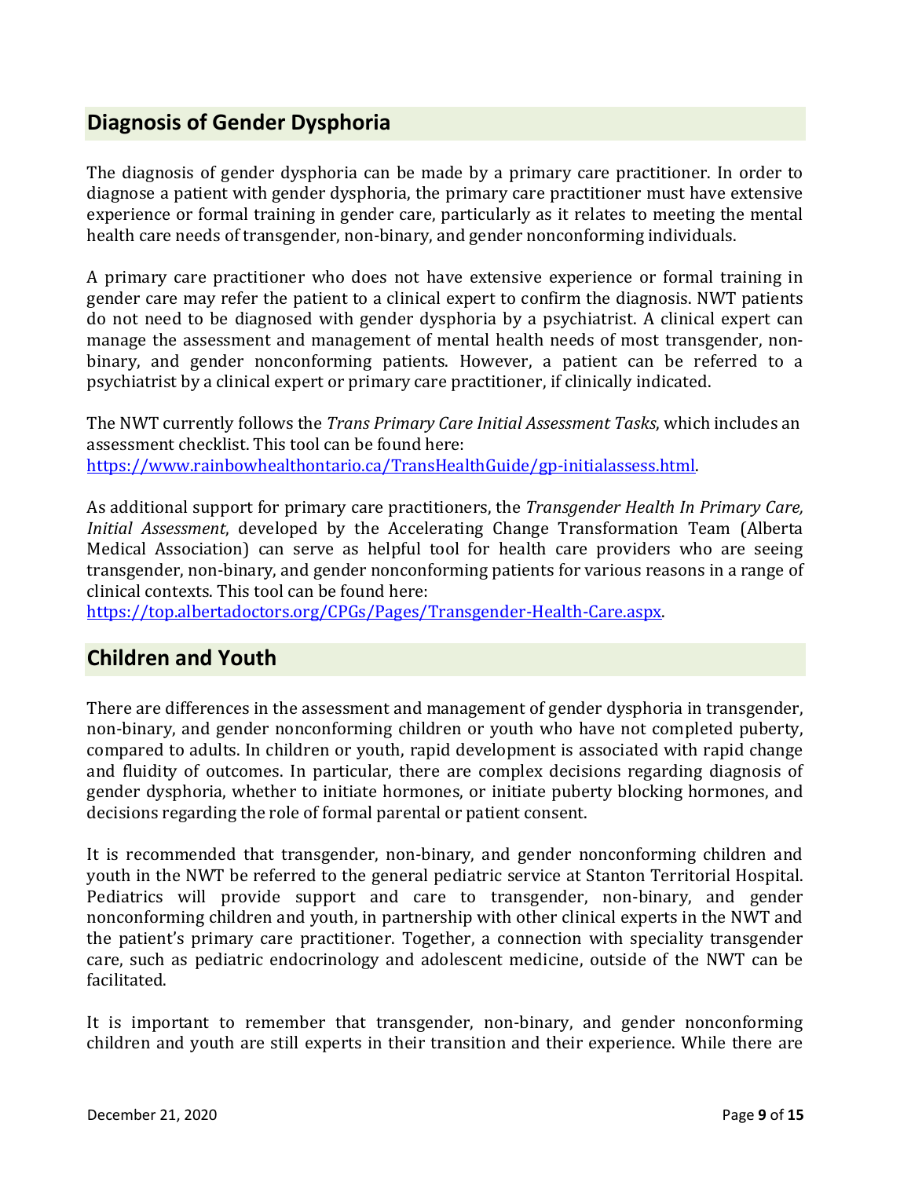## Diagnosis of Gender Dysphoria

The diagnosis of gender dysphoria can be made by a primary care practitioner. In order to diagnose a patient with gender dysphoria, the primary care practitioner must have extensive experience or formal training in gender care, particularly as it relates to meeting the mental health care needs of transgender, non-binary, and gender nonconforming individuals.

A primary care practitioner who does not have extensive experience or formal training in gender care may refer the patient to a clinical expert to confirm the diagnosis. NWT patients do not need to be diagnosed with gender dysphoria by a psychiatrist. A clinical expert can manage the assessment and management of mental health needs of most transgender, non-binary, and gender nonconforming patients. However, a patient can be referred to a psychiatrist by a clinical expert or primary care practitioner, if clinically indicated.

The NWT currently follows the *Trans Primary Care Initial Assessment Tasks*, which includes an assessment checklist. This tool can be found here: [https://www.rainbowhealthontario.ca/TransHealthGuide/gp-initialassess.html](https://www.rainbowhealthontario.ca/TransHealthGuide/gp-initialassess.html).

As additional support for primary care practitioners, the *Transgender Health In Primary Care, Initial Assessment*, developed by the Accelerating Change Transformation Team (Alberta Medical Association) can serve as helpful tool for health care providers who are seeing transgender, non-binary, and gender nonconforming patients for various reasons in a range of clinical contexts. This tool can be found here: [https://top.albertadoctors.org/CPGs/Pages/Transgender-Health-Care.aspx](https://top.albertadoctors.org/CPGs/Pages/Transgender-Health-Care.aspx).

## Children and Youth

There are differences in the assessment and management of gender dysphoria in transgender, non-binary, and gender nonconforming children or youth who have not completed puberty, compared to adults. In children or youth, rapid development is associated with rapid change and fluidity of outcomes. In particular, there are complex decisions regarding diagnosis of gender dysphoria, whether to initiate hormones, or initiate puberty blocking hormones, and decisions regarding the role of formal parental or patient consent.

It is recommended that transgender, non-binary, and gender nonconforming children and youth in the NWT be referred to the general pediatric service at Stanton Territorial Hospital. Pediatrics will provide support and care to transgender, non-binary, and gender nonconforming children and youth, in partnership with other clinical experts in the NWT and the patient's primary care practitioner. Together, a connection with speciality transgender care, such as pediatric endocrinology and adolescent medicine, outside of the NWT can be facilitated.

It is important to remember that transgender, non-binary, and gender nonconforming children and youth are still experts in their transition and their experience. While there are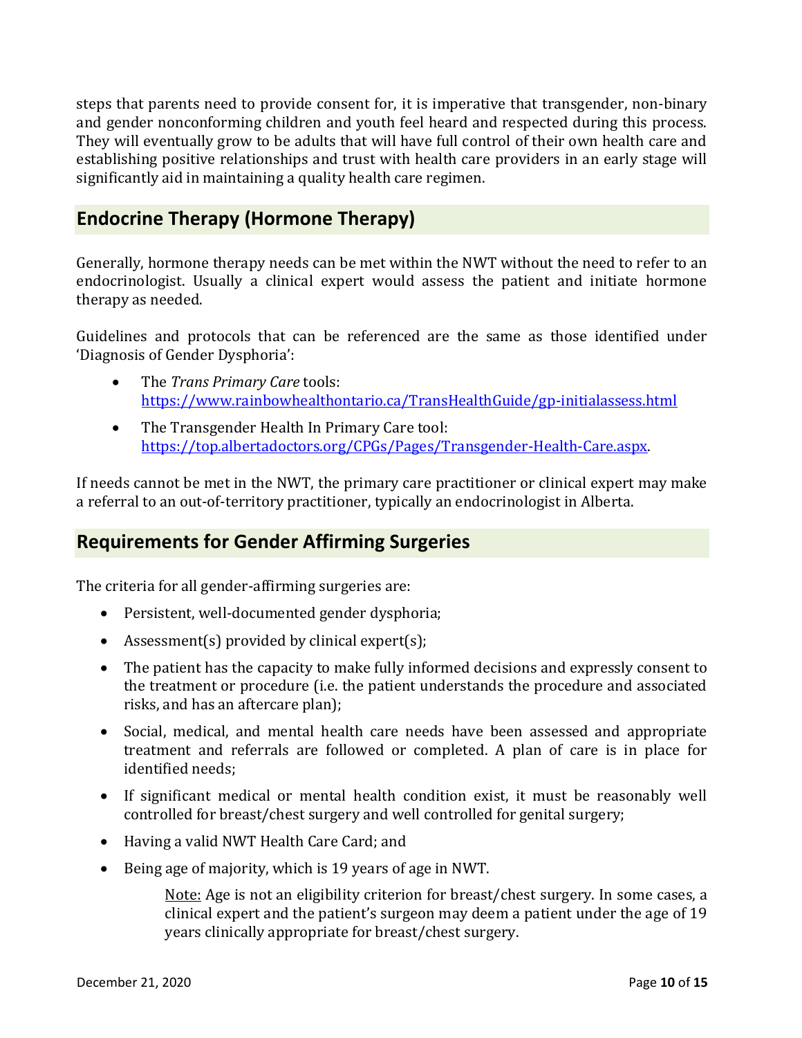steps that parents need to provide consent for, it is imperative that transgender, non-binary and gender nonconforming children and youth feel heard and respected during this process. They will eventually grow to be adults that will have full control of their own health care and establishing positive relationships and trust with health care providers in an early stage will significantly aid in maintaining a quality health care regimen.

## Endocrine Therapy (Hormone Therapy)

Generally, hormone therapy needs can be met within the NWT without the need to refer to an endocrinologist. Usually a clinical expert would assess the patient and initiate hormone therapy as needed.

Guidelines and protocols that can be referenced are the same as those identified under 'Diagnosis of Gender Dysphoria':

- The *Trans Primary Care* tools: [https://www.rainbowhealthontario.ca/TransHealthGuide/gp-initialassess.html](https://www.rainbowhealthontario.ca/TransHealthGuide/gp-initialassess.html)
- The Transgender Health In Primary Care tool: [https://top.albertadoctors.org/CPGs/Pages/Transgender-Health-Care.aspx](https://top.albertadoctors.org/CPGs/Pages/Transgender-Health-Care.aspx).

If needs cannot be met in the NWT, the primary care practitioner or clinical expert may make a referral to an out-of-territory practitioner, typically an endocrinologist in Alberta.

## Requirements for Gender Affirming Surgeries

The criteria for all gender-affirming surgeries are:

- Persistent, well-documented gender dysphoria;
- Assessment(s) provided by clinical expert(s);
- The patient has the capacity to make fully informed decisions and expressly consent to the treatment or procedure (i.e. the patient understands the procedure and associated risks, and has an aftercare plan);
- Social, medical, and mental health care needs have been assessed and appropriate treatment and referrals are followed or completed. A plan of care is in place for identified needs;
- If significant medical or mental health condition exist, it must be reasonably well controlled for breast/chest surgery and well controlled for genital surgery;
- Having a valid NWT Health Care Card; and
- Being age of majority, which is 19 years of age in NWT.

  Note: Age is not an eligibility criterion for breast/chest surgery. In some cases, a clinical expert and the patient's surgeon may deem a patient under the age of 19 years clinically appropriate for breast/chest surgery.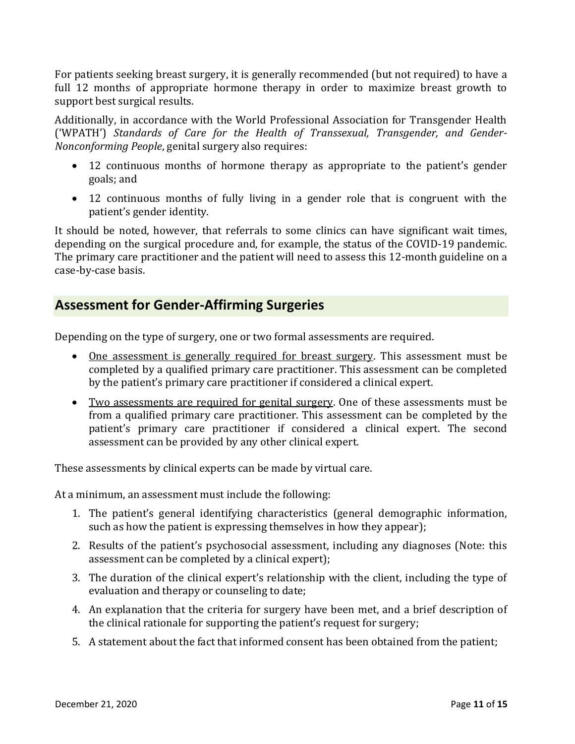For patients seeking breast surgery, it is generally recommended (but not required) to have a full 12 months of appropriate hormone therapy in order to maximize breast growth to support best surgical results.

Additionally, in accordance with the World Professional Association for Transgender Health ('WPATH') *Standards of Care for the Health of Transsexual, Transgender, and Gender-Nonconforming People*, genital surgery also requires:

- 12 continuous months of hormone therapy as appropriate to the patient's gender goals; and
- 12 continuous months of fully living in a gender role that is congruent with the patient's gender identity.

It should be noted, however, that referrals to some clinics can have significant wait times, depending on the surgical procedure and, for example, the status of the COVID-19 pandemic. The primary care practitioner and the patient will need to assess this 12-month guideline on a case-by-case basis.

## Assessment for Gender-Affirming Surgeries

Depending on the type of surgery, one or two formal assessments are required.

- <u>One assessment is generally required for breast surgery</u>. This assessment must be completed by a qualified primary care practitioner. This assessment can be completed by the patient's primary care practitioner if considered a clinical expert.
- <u>Two assessments are required for genital surgery</u>. One of these assessments must be from a qualified primary care practitioner. This assessment can be completed by the patient's primary care practitioner if considered a clinical expert. The second assessment can be provided by any other clinical expert.

These assessments by clinical experts can be made by virtual care.

At a minimum, an assessment must include the following:

1. The patient's general identifying characteristics (general demographic information, such as how the patient is expressing themselves in how they appear);
2. Results of the patient's psychosocial assessment, including any diagnoses (Note: this assessment can be completed by a clinical expert);
3. The duration of the clinical expert's relationship with the client, including the type of evaluation and therapy or counseling to date;
4. An explanation that the criteria for surgery have been met, and a brief description of the clinical rationale for supporting the patient's request for surgery;
5. A statement about the fact that informed consent has been obtained from the patient;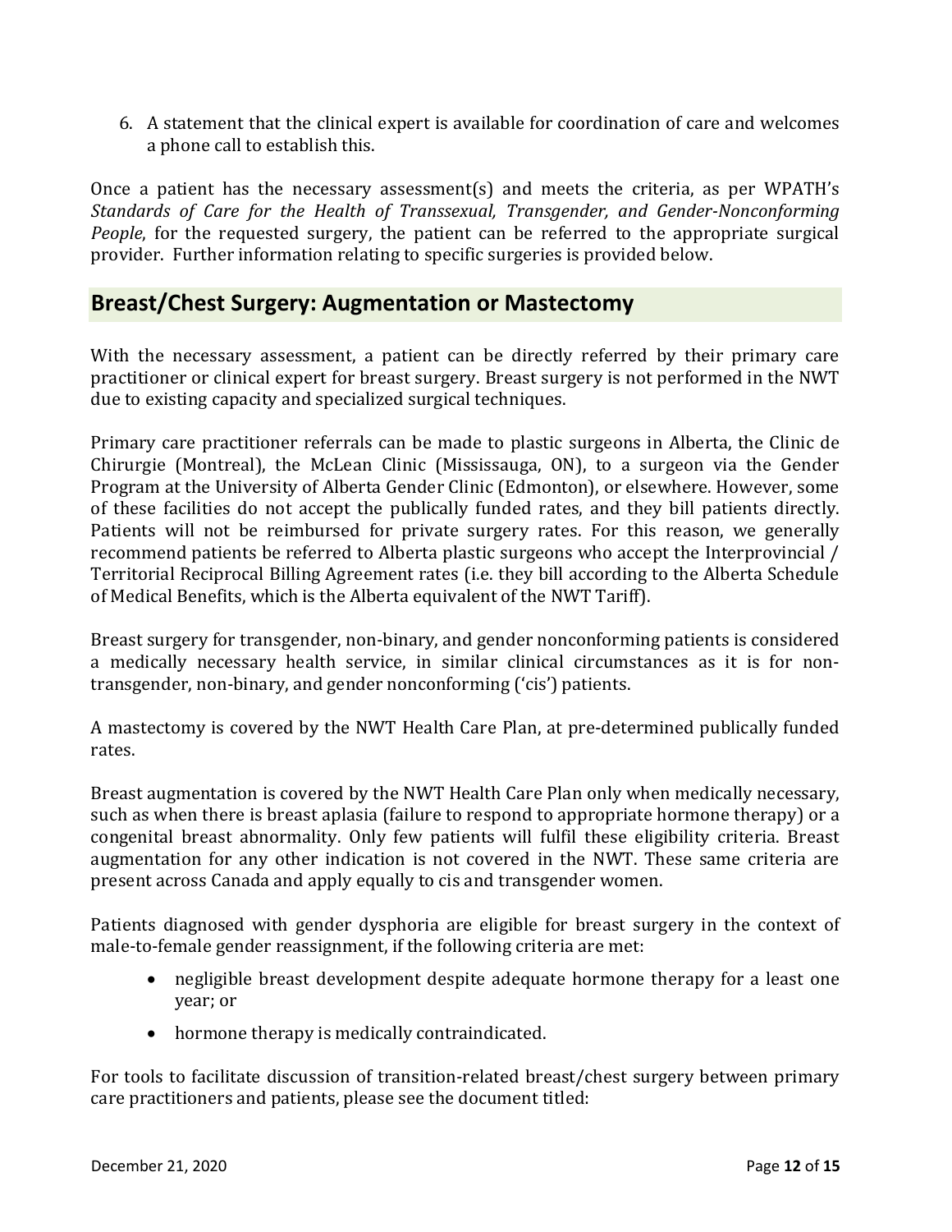6. A statement that the clinical expert is available for coordination of care and welcomes a phone call to establish this.

Once a patient has the necessary assessment(s) and meets the criteria, as per WPATH's *Standards of Care for the Health of Transsexual, Transgender, and Gender-Nonconforming People*, for the requested surgery, the patient can be referred to the appropriate surgical provider. Further information relating to specific surgeries is provided below.

## Breast/Chest Surgery: Augmentation or Mastectomy

With the necessary assessment, a patient can be directly referred by their primary care practitioner or clinical expert for breast surgery. Breast surgery is not performed in the NWT due to existing capacity and specialized surgical techniques.

Primary care practitioner referrals can be made to plastic surgeons in Alberta, the Clinic de Chirurgie (Montreal), the McLean Clinic (Mississauga, ON), to a surgeon via the Gender Program at the University of Alberta Gender Clinic (Edmonton), or elsewhere. However, some of these facilities do not accept the publically funded rates, and they bill patients directly. Patients will not be reimbursed for private surgery rates. For this reason, we generally recommend patients be referred to Alberta plastic surgeons who accept the Interprovincial / Territorial Reciprocal Billing Agreement rates (i.e. they bill according to the Alberta Schedule of Medical Benefits, which is the Alberta equivalent of the NWT Tariff).

Breast surgery for transgender, non-binary, and gender nonconforming patients is considered a medically necessary health service, in similar clinical circumstances as it is for non-transgender, non-binary, and gender nonconforming ('cis') patients.

A mastectomy is covered by the NWT Health Care Plan, at pre-determined publically funded rates.

Breast augmentation is covered by the NWT Health Care Plan only when medically necessary, such as when there is breast aplasia (failure to respond to appropriate hormone therapy) or a congenital breast abnormality. Only few patients will fulfil these eligibility criteria. Breast augmentation for any other indication is not covered in the NWT. These same criteria are present across Canada and apply equally to cis and transgender women.

Patients diagnosed with gender dysphoria are eligible for breast surgery in the context of male-to-female gender reassignment, if the following criteria are met:

- negligible breast development despite adequate hormone therapy for a least one year; or
- hormone therapy is medically contraindicated.

For tools to facilitate discussion of transition-related breast/chest surgery between primary care practitioners and patients, please see the document titled: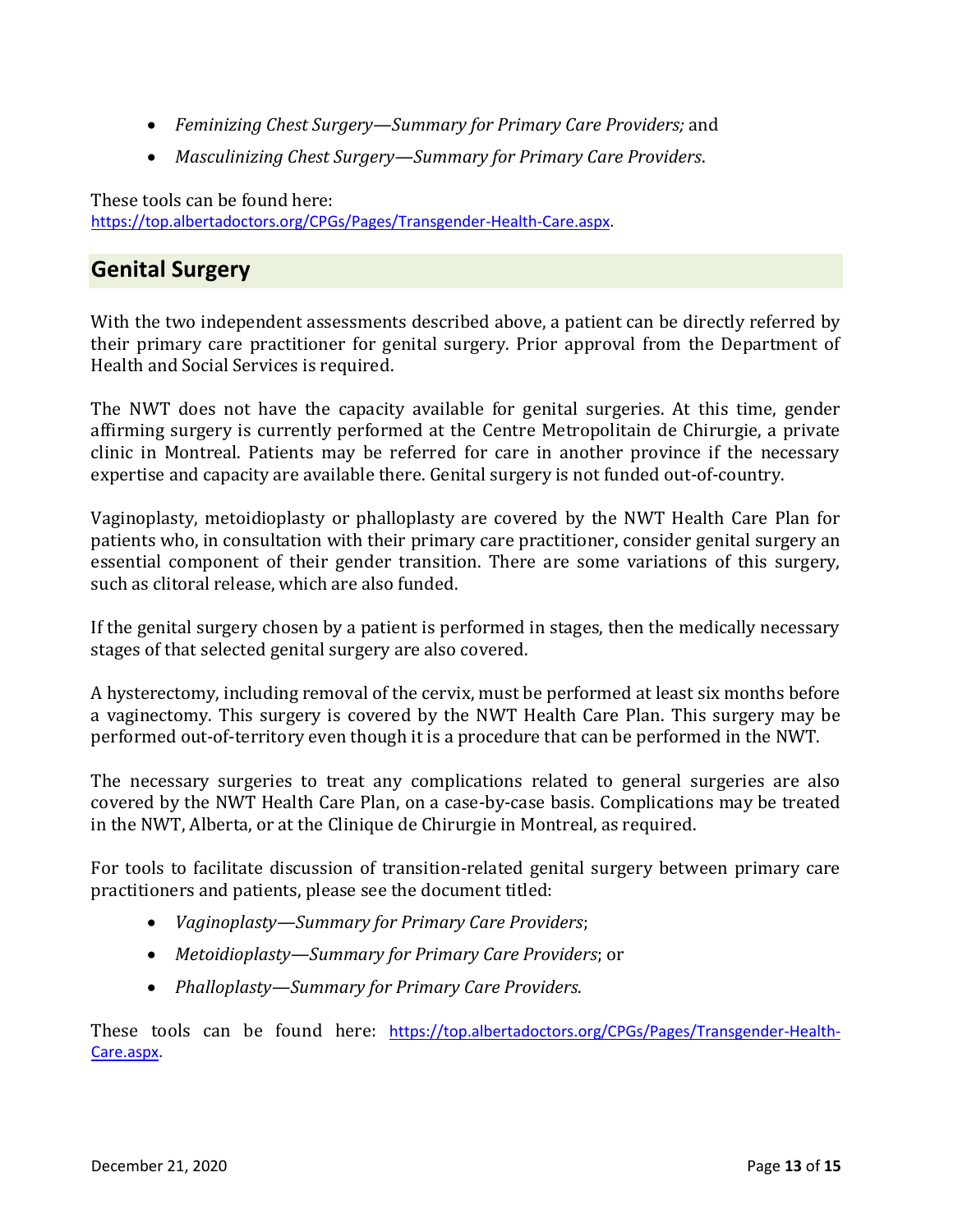- *Feminizing Chest Surgery—Summary for Primary Care Providers;* and
- *Masculinizing Chest Surgery—Summary for Primary Care Providers*.

These tools can be found here:
https://top.albertadoctors.org/CPGs/Pages/Transgender-Health-Care.aspx.

## Genital Surgery

With the two independent assessments described above, a patient can be directly referred by their primary care practitioner for genital surgery. Prior approval from the Department of Health and Social Services is required.

The NWT does not have the capacity available for genital surgeries. At this time, gender affirming surgery is currently performed at the Centre Metropolitain de Chirurgie, a private clinic in Montreal. Patients may be referred for care in another province if the necessary expertise and capacity are available there. Genital surgery is not funded out-of-country.

Vaginoplasty, metoidioplasty or phalloplasty are covered by the NWT Health Care Plan for patients who, in consultation with their primary care practitioner, consider genital surgery an essential component of their gender transition. There are some variations of this surgery, such as clitoral release, which are also funded.

If the genital surgery chosen by a patient is performed in stages, then the medically necessary stages of that selected genital surgery are also covered.

A hysterectomy, including removal of the cervix, must be performed at least six months before a vaginectomy. This surgery is covered by the NWT Health Care Plan. This surgery may be performed out-of-territory even though it is a procedure that can be performed in the NWT.

The necessary surgeries to treat any complications related to general surgeries are also covered by the NWT Health Care Plan, on a case-by-case basis. Complications may be treated in the NWT, Alberta, or at the Clinique de Chirurgie in Montreal, as required.

For tools to facilitate discussion of transition-related genital surgery between primary care practitioners and patients, please see the document titled:

- *Vaginoplasty—Summary for Primary Care Providers*;
- *Metoidioplasty—Summary for Primary Care Providers*; or
- *Phalloplasty—Summary for Primary Care Providers*.

These tools can be found here: https://top.albertadoctors.org/CPGs/Pages/Transgender-Health-Care.aspx.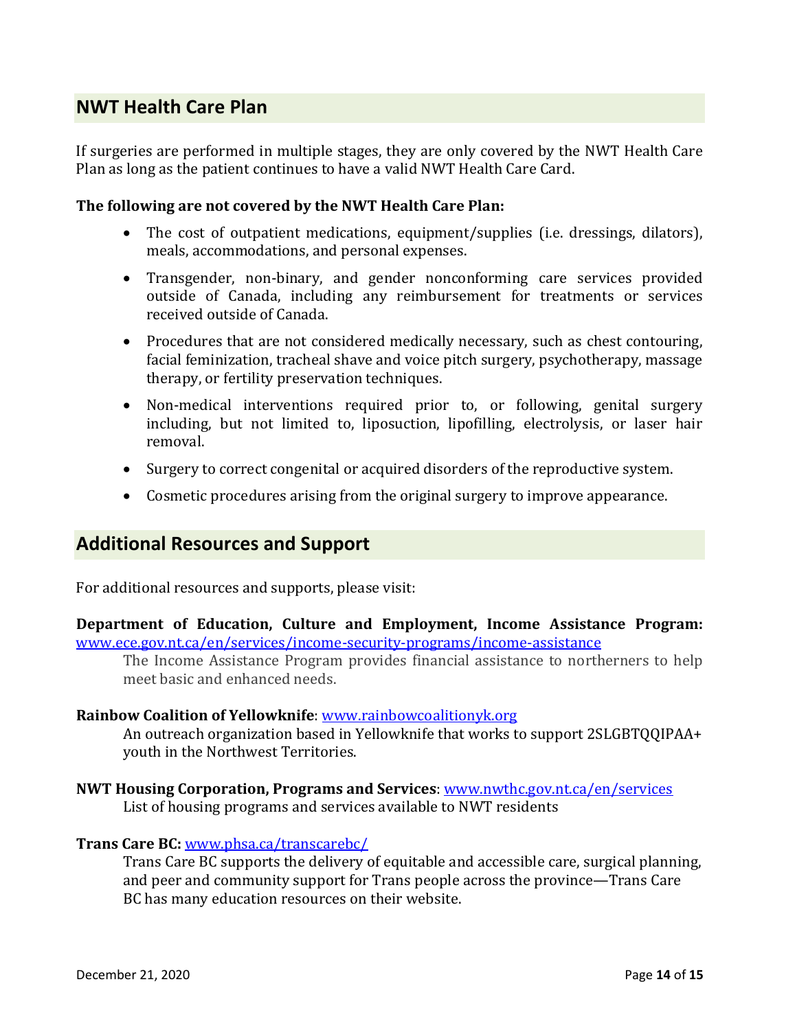## NWT Health Care Plan

If surgeries are performed in multiple stages, they are only covered by the NWT Health Care Plan as long as the patient continues to have a valid NWT Health Care Card.

**The following are not covered by the NWT Health Care Plan:**

- The cost of outpatient medications, equipment/supplies (i.e. dressings, dilators), meals, accommodations, and personal expenses.
- Transgender, non-binary, and gender nonconforming care services provided outside of Canada, including any reimbursement for treatments or services received outside of Canada.
- Procedures that are not considered medically necessary, such as chest contouring, facial feminization, tracheal shave and voice pitch surgery, psychotherapy, massage therapy, or fertility preservation techniques.
- Non-medical interventions required prior to, or following, genital surgery including, but not limited to, liposuction, lipofilling, electrolysis, or laser hair removal.
- Surgery to correct congenital or acquired disorders of the reproductive system.
- Cosmetic procedures arising from the original surgery to improve appearance.

## Additional Resources and Support

For additional resources and supports, please visit:

**Department of Education, Culture and Employment, Income Assistance Program:** [www.ece.gov.nt.ca/en/services/income-security-programs/income-assistance](www.ece.gov.nt.ca/en/services/income-security-programs/income-assistance)

The Income Assistance Program provides financial assistance to northerners to help meet basic and enhanced needs.

**Rainbow Coalition of Yellowknife**: [www.rainbowcoalitionyk.org](www.rainbowcoalitionyk.org)

An outreach organization based in Yellowknife that works to support 2SLGBTQQIPAA+ youth in the Northwest Territories.

**NWT Housing Corporation, Programs and Services**: [www.nwthc.gov.nt.ca/en/services](www.nwthc.gov.nt.ca/en/services)

List of housing programs and services available to NWT residents

**Trans Care BC:** [www.phsa.ca/transcarebc/](www.phsa.ca/transcarebc/)

Trans Care BC supports the delivery of equitable and accessible care, surgical planning, and peer and community support for Trans people across the province—Trans Care BC has many education resources on their website.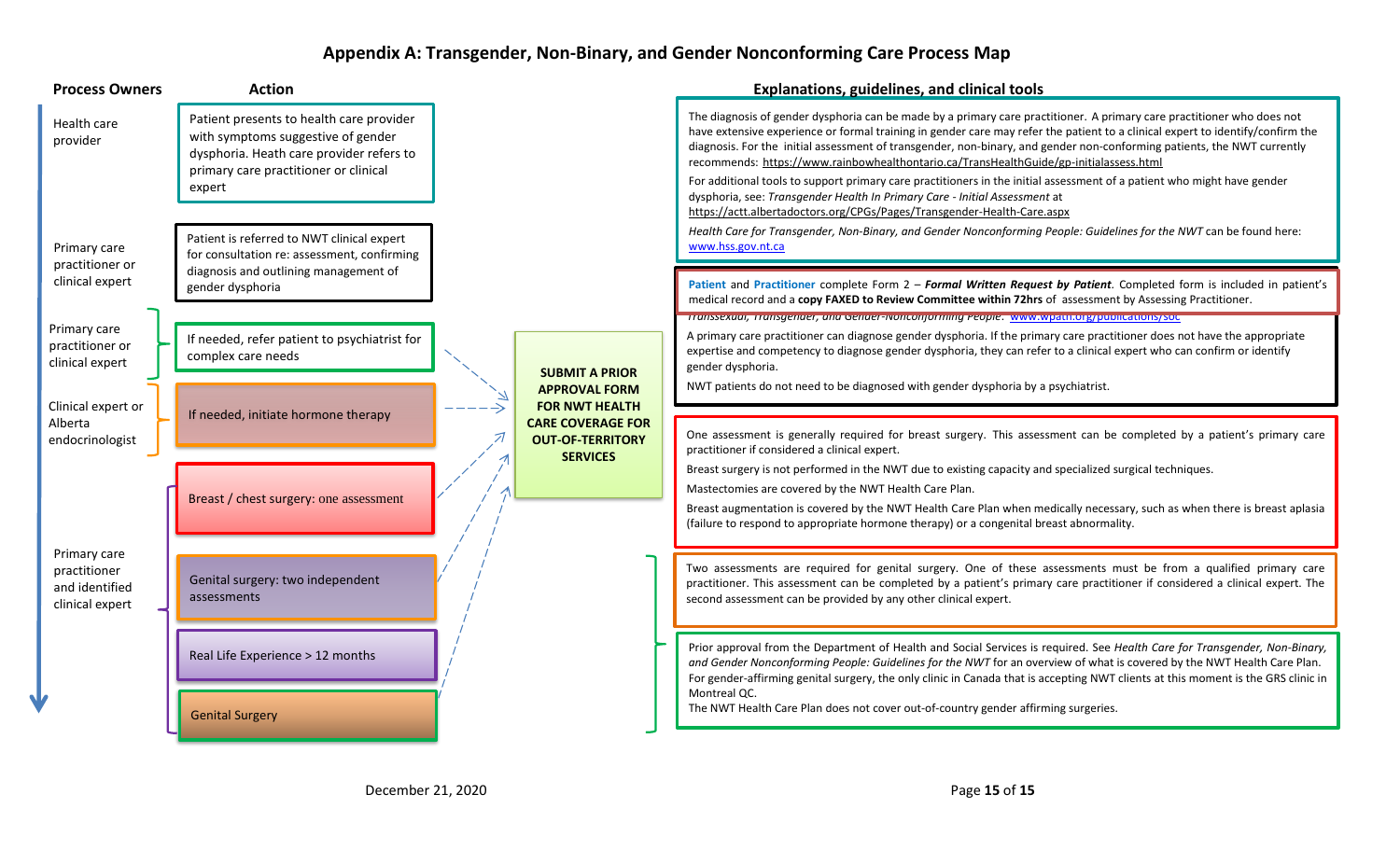# Appendix A: Transgender, Non-Binary, and Gender Nonconforming Care Process Map

| Process Owners | Action |
|---|---|
| Health care provider | Patient presents to health care provider with symptoms suggestive of gender dysphoria. Heath care provider refers to primary care practitioner or clinical expert |
| Primary care practitioner or clinical expert | Patient is referred to NWT clinical expert for consultation re: assessment, confirming diagnosis and outlining management of gender dysphoria |
| Primary care practitioner or clinical expert | If needed, refer patient to psychiatrist for complex care needs |
| Clinical expert or Alberta endocrinologist | If needed, initiate hormone therapy |
| Primary care practitioner and identified clinical expert | Breast / chest surgery: one assessment |
| | Genital surgery: two independent assessments |
| | Real Life Experience > 12 months |
| | Genital Surgery |

**SUBMIT A PRIOR APPROVAL FORM FOR NWT HEALTH CARE COVERAGE FOR OUT-OF-TERRITORY SERVICES**

## Explanations, guidelines, and clinical tools

The diagnosis of gender dysphoria can be made by a primary care practitioner. A primary care practitioner who does not have extensive experience or formal training in gender care may refer the patient to a clinical expert to identify/confirm the diagnosis. For the initial assessment of transgender, non-binary, and gender non-conforming patients, the NWT currently recommends: https://www.rainbowhealthontario.ca/TransHealthGuide/gp-initialassess.html

For additional tools to support primary care practitioners in the initial assessment of a patient who might have gender dysphoria, see: *Transgender Health In Primary Care - Initial Assessment* at https://actt.albertadoctors.org/CPGs/Pages/Transgender-Health-Care.aspx

*Health Care for Transgender, Non-Binary, and Gender Nonconforming People: Guidelines for the NWT* can be found here: www.hss.gov.nt.ca

**Patient** and **Practitioner** complete Form 2 – ***Formal Written Request by Patient***. Completed form is included in patient's medical record and a **copy FAXED to Review Committee within 72hrs** of assessment by Assessing Practitioner.

*Transsexual, Transgender, and Gender-Nonconforming People*: www.wpath.org/publications/soc

A primary care practitioner can diagnose gender dysphoria. If the primary care practitioner does not have the appropriate expertise and competency to diagnose gender dysphoria, they can refer to a clinical expert who can confirm or identify gender dysphoria.

NWT patients do not need to be diagnosed with gender dysphoria by a psychiatrist.

One assessment is generally required for breast surgery. This assessment can be completed by a patient's primary care practitioner if considered a clinical expert.

Breast surgery is not performed in the NWT due to existing capacity and specialized surgical techniques.

Mastectomies are covered by the NWT Health Care Plan.

Breast augmentation is covered by the NWT Health Care Plan when medically necessary, such as when there is breast aplasia (failure to respond to appropriate hormone therapy) or a congenital breast abnormality.

Two assessments are required for genital surgery. One of these assessments must be from a qualified primary care practitioner. This assessment can be completed by a patient's primary care practitioner if considered a clinical expert. The second assessment can be provided by any other clinical expert.

Prior approval from the Department of Health and Social Services is required. See *Health Care for Transgender, Non-Binary, and Gender Nonconforming People: Guidelines for the NWT* for an overview of what is covered by the NWT Health Care Plan. For gender-affirming genital surgery, the only clinic in Canada that is accepting NWT clients at this moment is the GRS clinic in Montreal QC.
The NWT Health Care Plan does not cover out-of-country gender affirming surgeries.

December 21, 2020